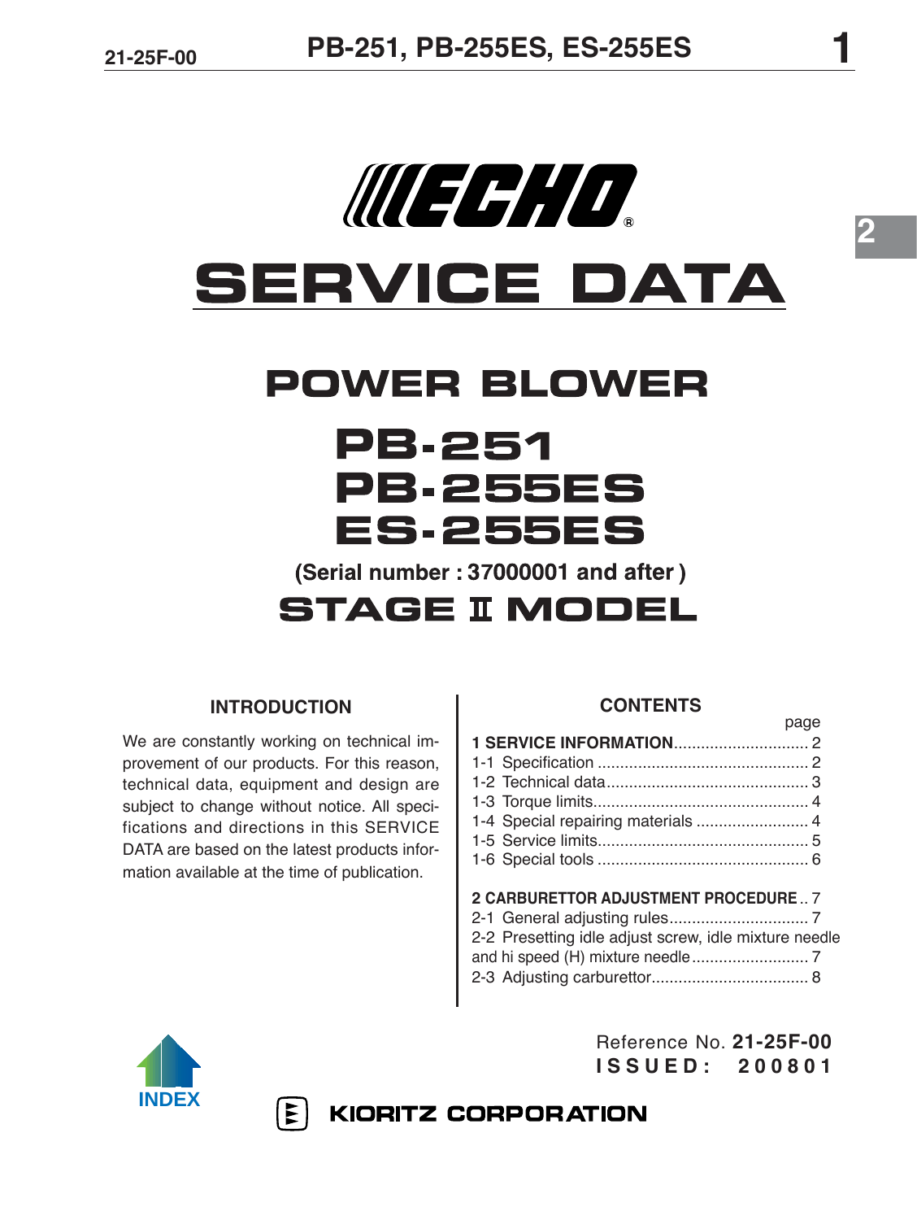# ECHO®

# SERVICE DATA

## POWER BLOWER

## PB-251
## PB-255ES
## ES-255ES

**(Serial number : 37000001 and after )**

## STAGE II MODEL

### INTRODUCTION

We are constantly working on technical improvement of our products. For this reason, technical data, equipment and design are subject to change without notice. All specifications and directions in this SERVICE DATA are based on the latest products information available at the time of publication.

### CONTENTS

| | page |
|---|---|
| **1 SERVICE INFORMATION** | 2 |
| 1-1 Specification | 2 |
| 1-2 Technical data | 3 |
| 1-3 Torque limits | 4 |
| 1-4 Special repairing materials | 4 |
| 1-5 Service limits | 5 |
| 1-6 Special tools | 6 |
| **2 CARBURETTOR ADJUSTMENT PROCEDURE** | 7 |
| 2-1 General adjusting rules | 7 |
| 2-2 Presetting idle adjust screw, idle mixture needle and hi speed (H) mixture needle | 7 |
| 2-3 Adjusting carburettor | 8 |

Reference No. **21-25F-00**
**ISSUED: 200801**

INDEX

**KIORITZ CORPORATION**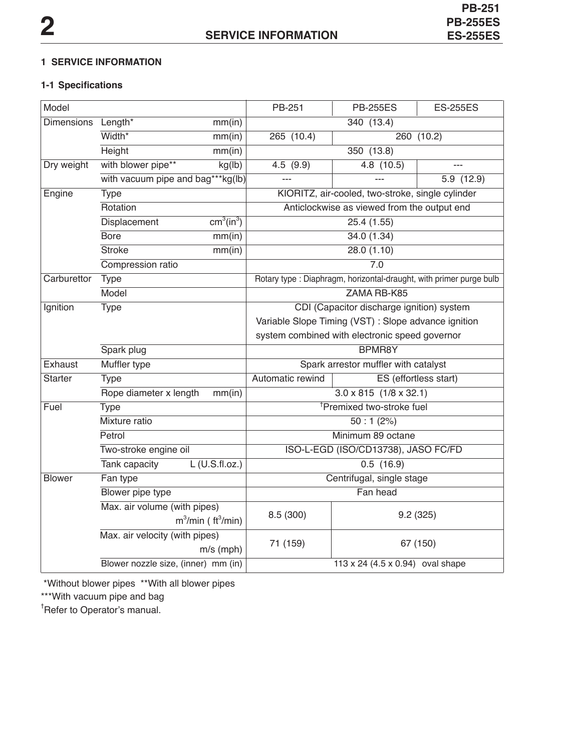# 1 SERVICE INFORMATION

## 1-1 Specifications

| Model | | PB-251 | PB-255ES | ES-255ES |
|---|---|---|---|---|
| Dimensions | Length* mm(in) | 340 (13.4) | | |
| | Width* mm(in) | 265 (10.4) | 260 (10.2) | |
| | Height mm(in) | 350 (13.8) | | |
| Dry weight | with blower pipe** kg(lb) | 4.5 (9.9) | 4.8 (10.5) | --- |
| | with vacuum pipe and bag*** kg(lb) | --- | --- | 5.9 (12.9) |
| Engine | Type | KIORITZ, air-cooled, two-stroke, single cylinder | | |
| | Rotation | Anticlockwise as viewed from the output end | | |
| | Displacement $cm^3(in^3)$ | 25.4 (1.55) | | |
| | Bore mm(in) | 34.0 (1.34) | | |
| | Stroke mm(in) | 28.0 (1.10) | | |
| | Compression ratio | 7.0 | | |
| Carburettor | Type | Rotary type : Diaphragm, horizontal-draught, with primer purge bulb | | |
| | Model | ZAMA RB-K85 | | |
| Ignition | Type | CDI (Capacitor discharge ignition) system Variable Slope Timing (VST) : Slope advance ignition system combined with electronic speed governor | | |
| | Spark plug | BPMR8Y | | |
| Exhaust | Muffler type | Spark arrestor muffler with catalyst | | |
| Starter | Type | Automatic rewind | ES (effortless start) | |
| | Rope diameter x length mm(in) | 3.0 x 815 (1/8 x 32.1) | | |
| Fuel | Type | †Premixed two-stroke fuel | | |
| | Mixture ratio | 50 : 1 (2%) | | |
| | Petrol | Minimum 89 octane | | |
| | Two-stroke engine oil | ISO-L-EGD (ISO/CD13738), JASO FC/FD | | |
| | Tank capacity L (U.S.fl.oz.) | 0.5 (16.9) | | |
| Blower | Fan type | Centrifugal, single stage | | |
| | Blower pipe type | Fan head | | |
| | Max. air volume (with pipes) $m^3/min$ ($ft^3/min$) | 8.5 (300) | 9.2 (325) | |
| | Max. air velocity (with pipes) m/s (mph) | 71 (159) | 67 (150) | |
| | Blower nozzle size, (inner) mm (in) | 113 x 24 (4.5 x 0.94) oval shape | | |

*Without blower pipes **With all blower pipes

***With vacuum pipe and bag

†Refer to Operator's manual.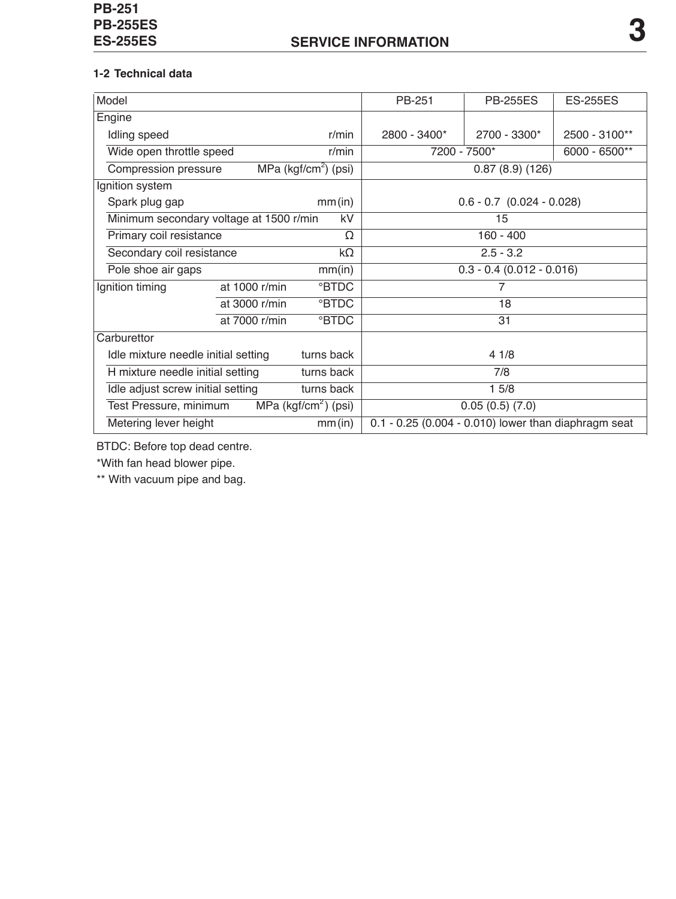#### 1-2 Technical data

| Model | | | PB-251 | PB-255ES | ES-255ES |
|---|---|---|---|---|---|
| Engine | | | | | |
| Idling speed | | r/min | 2800 - 3400* | 2700 - 3300* | 2500 - 3100** |
| Wide open throttle speed | | r/min | 7200 - 7500* | | 6000 - 6500** |
| Compression pressure | | MPa (kgf/cm$^2$) (psi) | 0.87 (8.9) (126) | | |
| Ignition system | | | | | |
| Spark plug gap | | mm (in) | 0.6 - 0.7 (0.024 - 0.028) | | |
| Minimum secondary voltage at 1500 r/min | | kV | 15 | | |
| Primary coil resistance | | Ω | 160 - 400 | | |
| Secondary coil resistance | | kΩ | 2.5 - 3.2 | | |
| Pole shoe air gaps | | mm(in) | 0.3 - 0.4 (0.012 - 0.016) | | |
| Ignition timing | at 1000 r/min | °BTDC | 7 | | |
| | at 3000 r/min | °BTDC | 18 | | |
| | at 7000 r/min | °BTDC | 31 | | |
| Carburettor | | | | | |
| Idle mixture needle initial setting | | turns back | 4 1/8 | | |
| H mixture needle initial setting | | turns back | 7/8 | | |
| Idle adjust screw initial setting | | turns back | 1 5/8 | | |
| Test Pressure, minimum | | MPa (kgf/cm$^2$) (psi) | 0.05 (0.5) (7.0) | | |
| Metering lever height | | mm (in) | 0.1 - 0.25 (0.004 - 0.010) lower than diaphragm seat | | |

BTDC: Before top dead centre.

*With fan head blower pipe.

** With vacuum pipe and bag.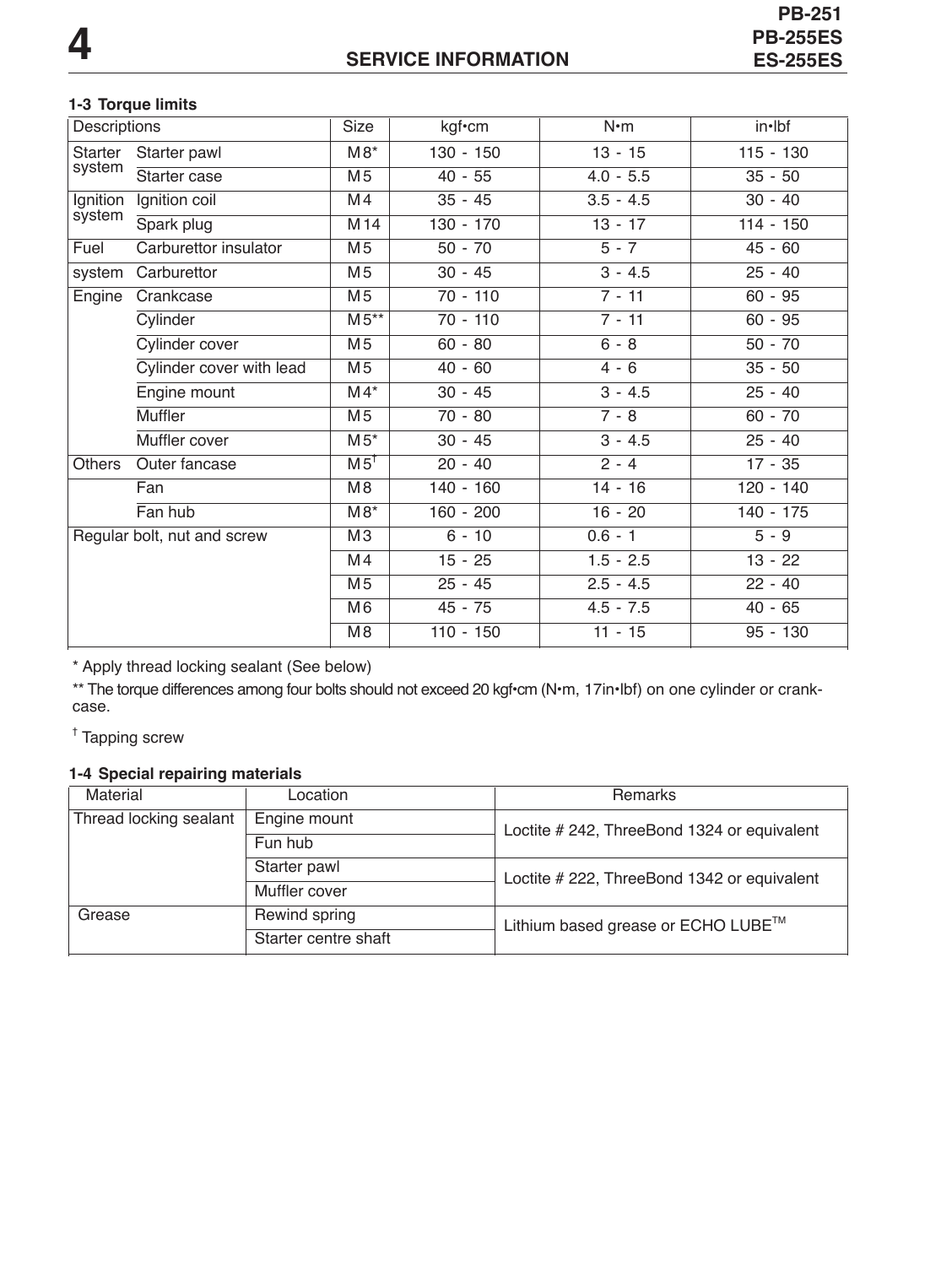### 1-3 Torque limits

| Descriptions | | Size | kgf•cm | N•m | in•lbf |
|---|---|---|---|---|---|
| Starter system | Starter pawl | M8* | 130 - 150 | 13 - 15 | 115 - 130 |
| | Starter case | M5 | 40 - 55 | 4.0 - 5.5 | 35 - 50 |
| Ignition system | Ignition coil | M4 | 35 - 45 | 3.5 - 4.5 | 30 - 40 |
| | Spark plug | M14 | 130 - 170 | 13 - 17 | 114 - 150 |
| Fuel system | Carburettor insulator | M5 | 50 - 70 | 5 - 7 | 45 - 60 |
| | Carburettor | M5 | 30 - 45 | 3 - 4.5 | 25 - 40 |
| Engine | Crankcase | M5 | 70 - 110 | 7 - 11 | 60 - 95 |
| | Cylinder | M5** | 70 - 110 | 7 - 11 | 60 - 95 |
| | Cylinder cover | M5 | 60 - 80 | 6 - 8 | 50 - 70 |
| | Cylinder cover with lead | M5 | 40 - 60 | 4 - 6 | 35 - 50 |
| | Engine mount | M4* | 30 - 45 | 3 - 4.5 | 25 - 40 |
| | Muffler | M5 | 70 - 80 | 7 - 8 | 60 - 70 |
| | Muffler cover | M5* | 30 - 45 | 3 - 4.5 | 25 - 40 |
| Others | Outer fancase | M5† | 20 - 40 | 2 - 4 | 17 - 35 |
| | Fan | M8 | 140 - 160 | 14 - 16 | 120 - 140 |
| | Fan hub | M8* | 160 - 200 | 16 - 20 | 140 - 175 |
| Regular bolt, nut and screw | | M3 | 6 - 10 | 0.6 - 1 | 5 - 9 |
| | | M4 | 15 - 25 | 1.5 - 2.5 | 13 - 22 |
| | | M5 | 25 - 45 | 2.5 - 4.5 | 22 - 40 |
| | | M6 | 45 - 75 | 4.5 - 7.5 | 40 - 65 |
| | | M8 | 110 - 150 | 11 - 15 | 95 - 130 |

* Apply thread locking sealant (See below)

** The torque differences among four bolts should not exceed 20 kgf•cm (N•m, 17in•lbf) on one cylinder or crankcase.

† Tapping screw

### 1-4 Special repairing materials

| Material | Location | Remarks |
|---|---|---|
| Thread locking sealant | Engine mount | Loctite # 242, ThreeBond 1324 or equivalent |
| | Fun hub | |
| | Starter pawl | Loctite # 222, ThreeBond 1342 or equivalent |
| | Muffler cover | |
| Grease | Rewind spring | Lithium based grease or ECHO LUBE™ |
| | Starter centre shaft | |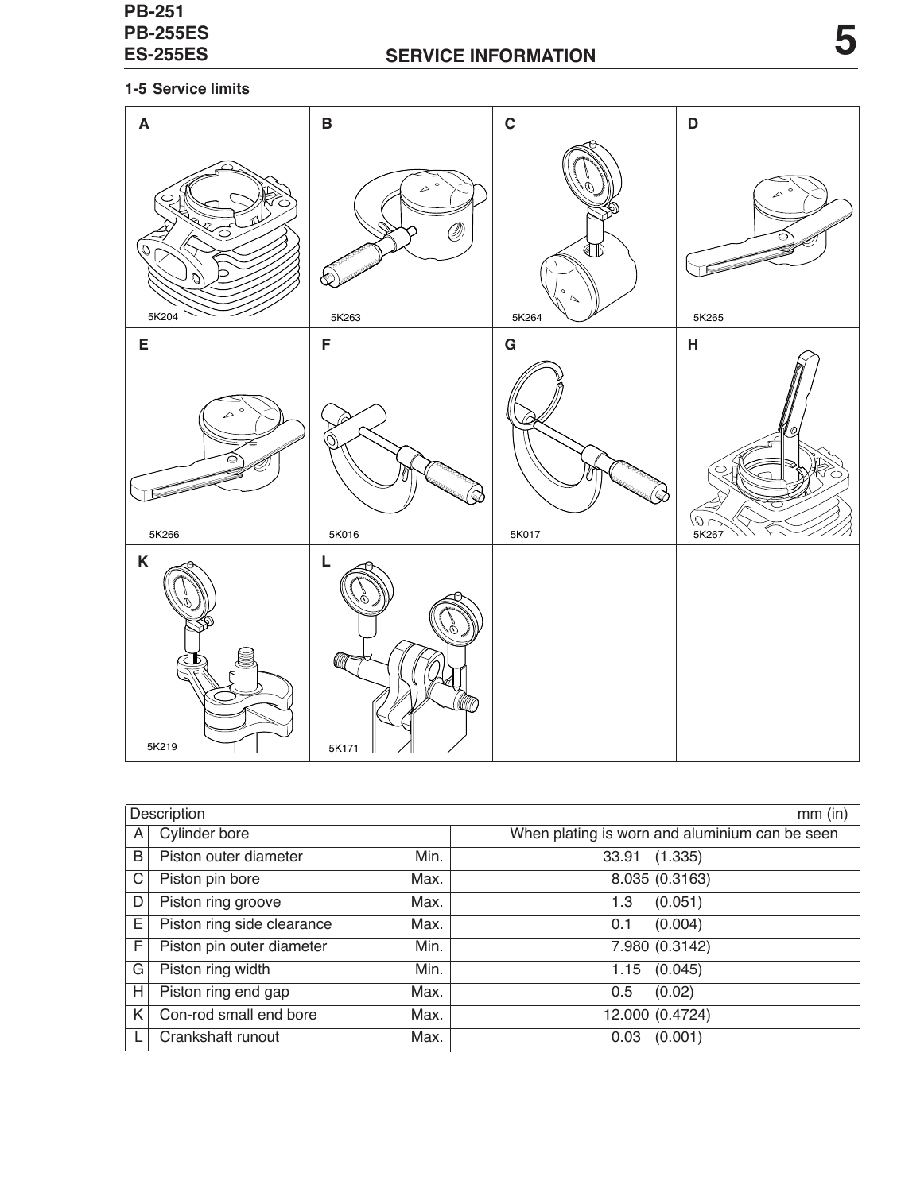## 1-5 Service limits

| | Description | | mm (in) |
|---|---|---|---|
| A | Cylinder bore | | When plating is worn and aluminium can be seen |
| B | Piston outer diameter | Min. | 33.91 (1.335) |
| C | Piston pin bore | Max. | 8.035 (0.3163) |
| D | Piston ring groove | Max. | 1.3 (0.051) |
| E | Piston ring side clearance | Max. | 0.1 (0.004) |
| F | Piston pin outer diameter | Min. | 7.980 (0.3142) |
| G | Piston ring width | Min. | 1.15 (0.045) |
| H | Piston ring end gap | Max. | 0.5 (0.02) |
| K | Con-rod small end bore | Max. | 12.000 (0.4724) |
| L | Crankshaft runout | Max. | 0.03 (0.001) |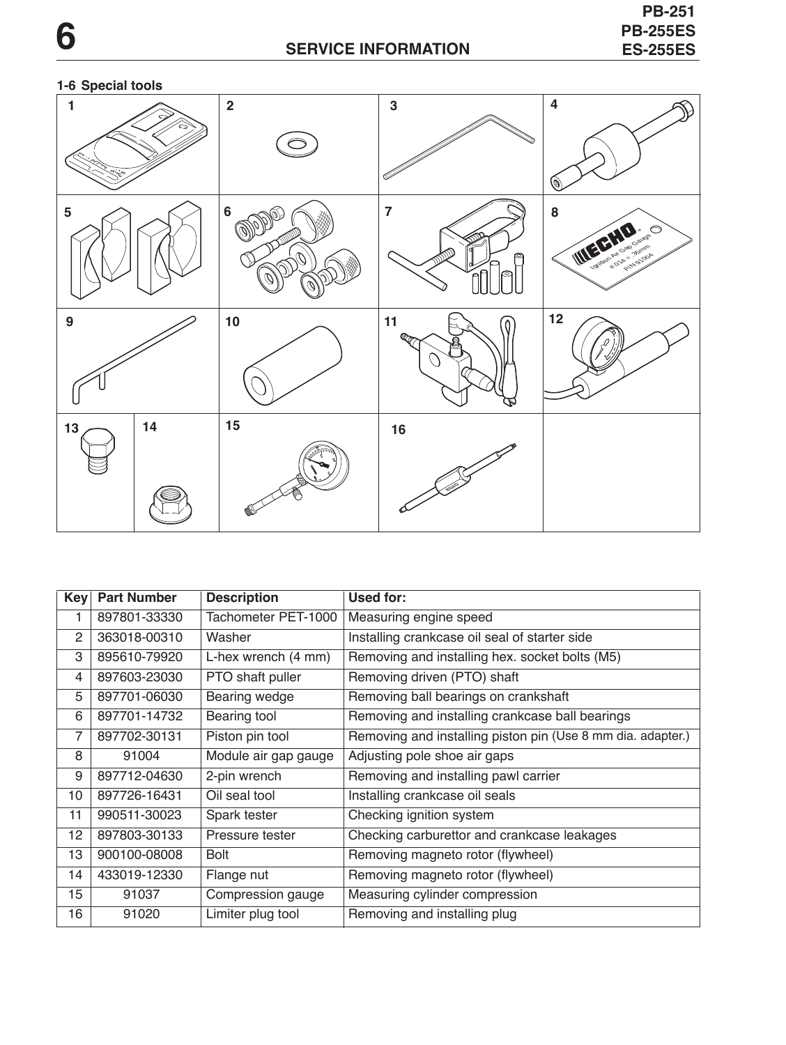## 1-6 Special tools

| Key | Part Number | Description | Used for: |
|---|---|---|---|
| 1 | 897801-33330 | Tachometer PET-1000 | Measuring engine speed |
| 2 | 363018-00310 | Washer | Installing crankcase oil seal of starter side |
| 3 | 895610-79920 | L-hex wrench (4 mm) | Removing and installing hex. socket bolts (M5) |
| 4 | 897603-23030 | PTO shaft puller | Removing driven (PTO) shaft |
| 5 | 897701-06030 | Bearing wedge | Removing ball bearings on crankshaft |
| 6 | 897701-14732 | Bearing tool | Removing and installing crankcase ball bearings |
| 7 | 897702-30131 | Piston pin tool | Removing and installing piston pin (Use 8 mm dia. adapter.) |
| 8 | 91004 | Module air gap gauge | Adjusting pole shoe air gaps |
| 9 | 897712-04630 | 2-pin wrench | Removing and installing pawl carrier |
| 10 | 897726-16431 | Oil seal tool | Installing crankcase oil seals |
| 11 | 990511-30023 | Spark tester | Checking ignition system |
| 12 | 897803-30133 | Pressure tester | Checking carburettor and crankcase leakages |
| 13 | 900100-08008 | Bolt | Removing magneto rotor (flywheel) |
| 14 | 433019-12330 | Flange nut | Removing magneto rotor (flywheel) |
| 15 | 91037 | Compression gauge | Measuring cylinder compression |
| 16 | 91020 | Limiter plug tool | Removing and installing plug |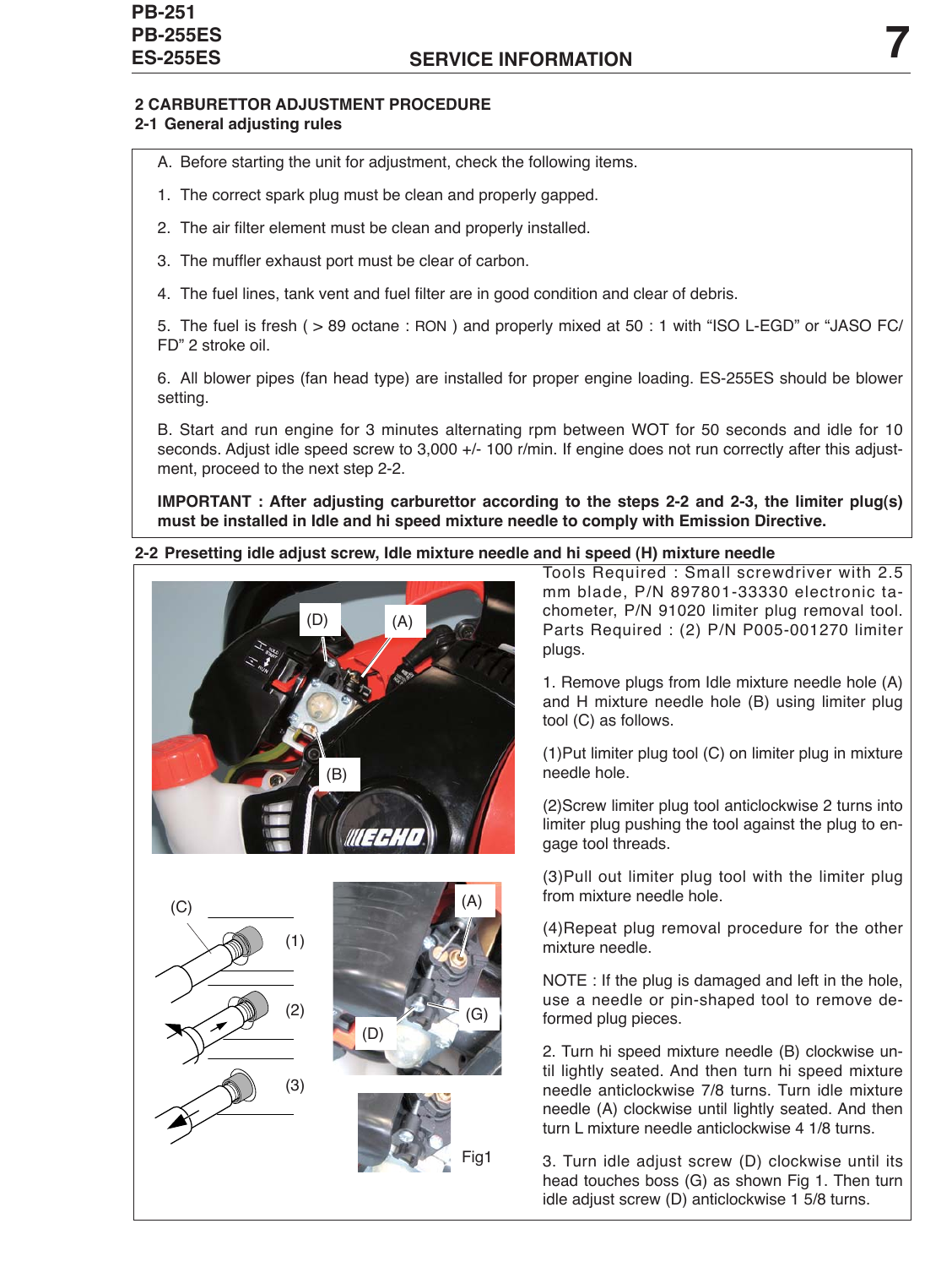## 2 CARBURETTOR ADJUSTMENT PROCEDURE

### 2-1 General adjusting rules

A. Before starting the unit for adjustment, check the following items.

1. The correct spark plug must be clean and properly gapped.
2. The air filter element must be clean and properly installed.
3. The muffler exhaust port must be clear of carbon.
4. The fuel lines, tank vent and fuel filter are in good condition and clear of debris.
5. The fuel is fresh ( > 89 octane : RON ) and properly mixed at 50 : 1 with "ISO L-EGD" or "JASO FC/FD" 2 stroke oil.
6. All blower pipes (fan head type) are installed for proper engine loading. ES-255ES should be blower setting.

B. Start and run engine for 3 minutes alternating rpm between WOT for 50 seconds and idle for 10 seconds. Adjust idle speed screw to 3,000 +/- 100 r/min. If engine does not run correctly after this adjustment, proceed to the next step 2-2.

**IMPORTANT : After adjusting carburettor according to the steps 2-2 and 2-3, the limiter plug(s) must be installed in Idle and hi speed mixture needle to comply with Emission Directive.**

### 2-2 Presetting idle adjust screw, Idle mixture needle and hi speed (H) mixture needle

Tools Required : Small screwdriver with 2.5 mm blade, P/N 897801-33330 electronic tachometer, P/N 91020 limiter plug removal tool.
Parts Required : (2) P/N P005-001270 limiter plugs.

1. Remove plugs from Idle mixture needle hole (A) and H mixture needle hole (B) using limiter plug tool (C) as follows.

(1)Put limiter plug tool (C) on limiter plug in mixture needle hole.

(2)Screw limiter plug tool anticlockwise 2 turns into limiter plug pushing the tool against the plug to engage tool threads.

(3)Pull out limiter plug tool with the limiter plug from mixture needle hole.

(4)Repeat plug removal procedure for the other mixture needle.

NOTE : If the plug is damaged and left in the hole, use a needle or pin-shaped tool to remove deformed plug pieces.

2. Turn hi speed mixture needle (B) clockwise until lightly seated. And then turn hi speed mixture needle anticlockwise 7/8 turns. Turn idle mixture needle (A) clockwise until lightly seated. And then turn L mixture needle anticlockwise 4 1/8 turns.

3. Turn idle adjust screw (D) clockwise until its head touches boss (G) as shown Fig 1. Then turn idle adjust screw (D) anticlockwise 1 5/8 turns.

(D) (A) (B) (C) (1) (2) (3) (G)

Fig1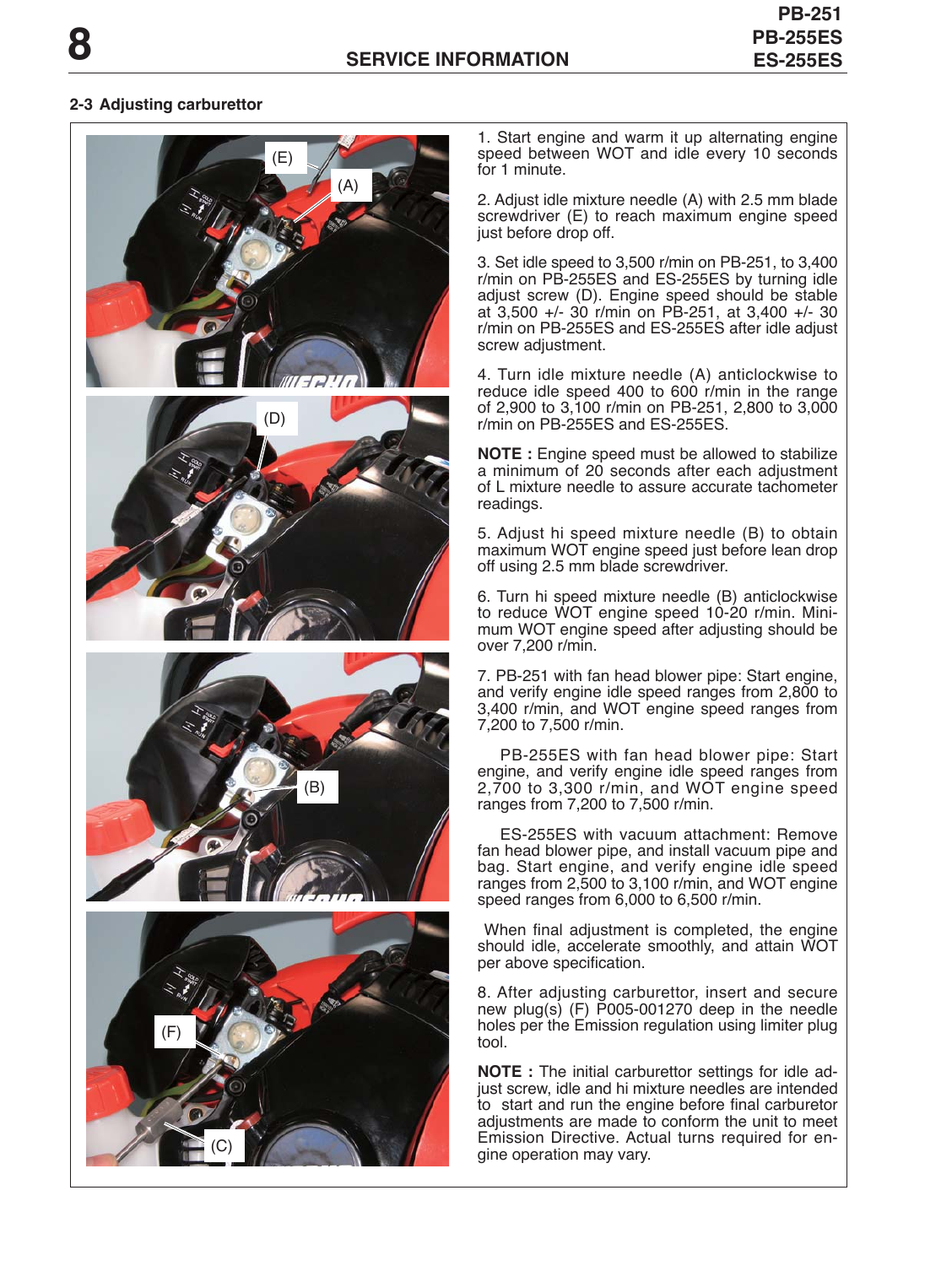## 2-3 Adjusting carburettor

1. Start engine and warm it up alternating engine speed between WOT and idle every 10 seconds for 1 minute.

2. Adjust idle mixture needle (A) with 2.5 mm blade screwdriver (E) to reach maximum engine speed just before drop off.

3. Set idle speed to 3,500 r/min on PB-251, to 3,400 r/min on PB-255ES and ES-255ES by turning idle adjust screw (D). Engine speed should be stable at 3,500 +/- 30 r/min on PB-251, at 3,400 +/- 30 r/min on PB-255ES and ES-255ES after idle adjust screw adjustment.

4. Turn idle mixture needle (A) anticlockwise to reduce idle speed 400 to 600 r/min in the range of 2,900 to 3,100 r/min on PB-251, 2,800 to 3,000 r/min on PB-255ES and ES-255ES.

**NOTE :** Engine speed must be allowed to stabilize a minimum of 20 seconds after each adjustment of L mixture needle to assure accurate tachometer readings.

5. Adjust hi speed mixture needle (B) to obtain maximum WOT engine speed just before lean drop off using 2.5 mm blade screwdriver.

6. Turn hi speed mixture needle (B) anticlockwise to reduce WOT engine speed 10-20 r/min. Minimum WOT engine speed after adjusting should be over 7,200 r/min.

7. PB-251 with fan head blower pipe: Start engine, and verify engine idle speed ranges from 2,800 to 3,400 r/min, and WOT engine speed ranges from 7,200 to 7,500 r/min.

PB-255ES with fan head blower pipe: Start engine, and verify engine idle speed ranges from 2,700 to 3,300 r/min, and WOT engine speed ranges from 7,200 to 7,500 r/min.

ES-255ES with vacuum attachment: Remove fan head blower pipe, and install vacuum pipe and bag. Start engine, and verify engine idle speed ranges from 2,500 to 3,100 r/min, and WOT engine speed ranges from 6,000 to 6,500 r/min.

When final adjustment is completed, the engine should idle, accelerate smoothly, and attain WOT per above specification.

8. After adjusting carburettor, insert and secure new plug(s) (F) P005-001270 deep in the needle holes per the Emission regulation using limiter plug tool.

**NOTE :** The initial carburettor settings for idle adjust screw, idle and hi mixture needles are intended to start and run the engine before final carburetor adjustments are made to conform the unit to meet Emission Directive. Actual turns required for engine operation may vary.